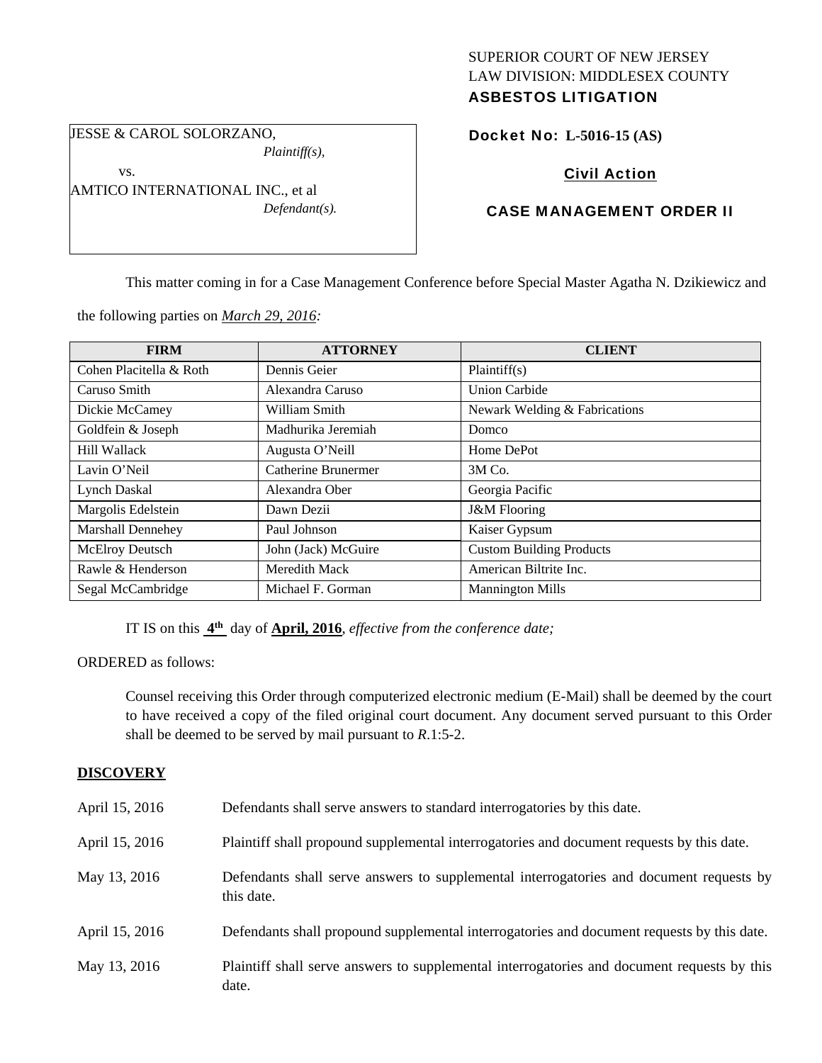SUPERIOR COURT OF NEW JERSEY
LAW DIVISION: MIDDLESEX COUNTY
**ASBESTOS LITIGATION**

JESSE & CAROL SOLORZANO,
*Plaintiff(s),*

vs.

AMTICO INTERNATIONAL INC., et al
*Defendant(s).*

**Docket No: L-5016-15 (AS)**

**Civil Action**

**CASE MANAGEMENT ORDER II**

This matter coming in for a Case Management Conference before Special Master Agatha N. Dzikiewicz and the following parties on *March 29, 2016:*

| FIRM | ATTORNEY | CLIENT |
|---|---|---|
| Cohen Placitella & Roth | Dennis Geier | Plaintiff(s) |
| Caruso Smith | Alexandra Caruso | Union Carbide |
| Dickie McCamey | William Smith | Newark Welding & Fabrications |
| Goldfein & Joseph | Madhurika Jeremiah | Domco |
| Hill Wallack | Augusta O'Neill | Home DePot |
| Lavin O'Neil | Catherine Brunermer | 3M Co. |
| Lynch Daskal | Alexandra Ober | Georgia Pacific |
| Margolis Edelstein | Dawn Dezii | J&M Flooring |
| Marshall Dennehey | Paul Johnson | Kaiser Gypsum |
| McElroy Deutsch | John (Jack) McGuire | Custom Building Products |
| Rawle & Henderson | Meredith Mack | American Biltrite Inc. |
| Segal McCambridge | Michael F. Gorman | Mannington Mills |

IT IS on this **4th** day of **April, 2016**, *effective from the conference date;*

ORDERED as follows:

Counsel receiving this Order through computerized electronic medium (E-Mail) shall be deemed by the court to have received a copy of the filed original court document. Any document served pursuant to this Order shall be deemed to be served by mail pursuant to *R*.1:5-2.

**DISCOVERY**

April 15, 2016 — Defendants shall serve answers to standard interrogatories by this date.

April 15, 2016 — Plaintiff shall propound supplemental interrogatories and document requests by this date.

May 13, 2016 — Defendants shall serve answers to supplemental interrogatories and document requests by this date.

April 15, 2016 — Defendants shall propound supplemental interrogatories and document requests by this date.

May 13, 2016 — Plaintiff shall serve answers to supplemental interrogatories and document requests by this date.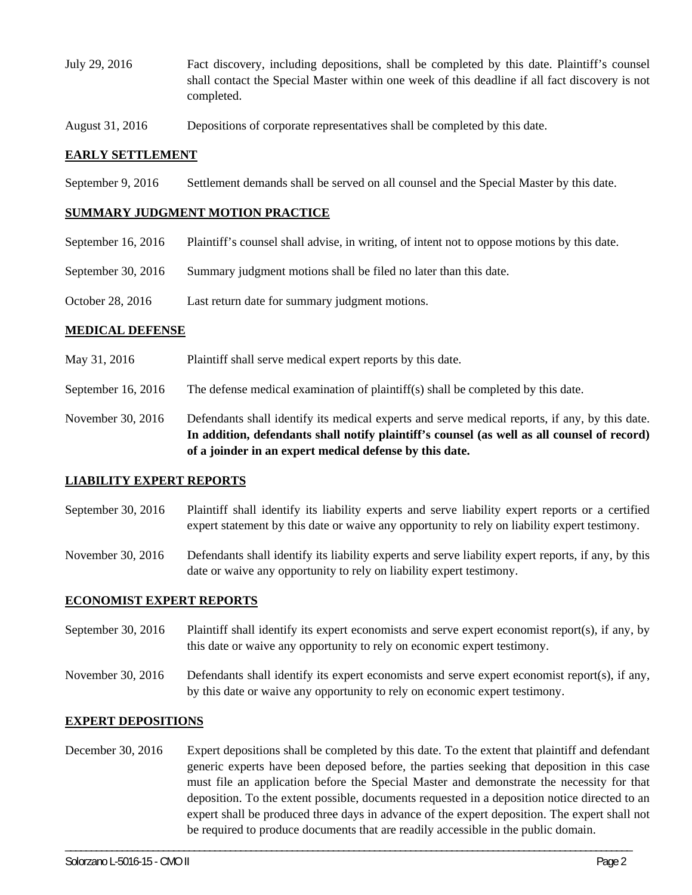July 29, 2016 Fact discovery, including depositions, shall be completed by this date. Plaintiff's counsel shall contact the Special Master within one week of this deadline if all fact discovery is not completed.

August 31, 2016 Depositions of corporate representatives shall be completed by this date.

## EARLY SETTLEMENT

September 9, 2016 Settlement demands shall be served on all counsel and the Special Master by this date.

## SUMMARY JUDGMENT MOTION PRACTICE

September 16, 2016 Plaintiff's counsel shall advise, in writing, of intent not to oppose motions by this date.

September 30, 2016 Summary judgment motions shall be filed no later than this date.

October 28, 2016 Last return date for summary judgment motions.

## MEDICAL DEFENSE

May 31, 2016 Plaintiff shall serve medical expert reports by this date.

September 16, 2016 The defense medical examination of plaintiff(s) shall be completed by this date.

November 30, 2016 Defendants shall identify its medical experts and serve medical reports, if any, by this date. **In addition, defendants shall notify plaintiff's counsel (as well as all counsel of record) of a joinder in an expert medical defense by this date.**

## LIABILITY EXPERT REPORTS

September 30, 2016 Plaintiff shall identify its liability experts and serve liability expert reports or a certified expert statement by this date or waive any opportunity to rely on liability expert testimony.

November 30, 2016 Defendants shall identify its liability experts and serve liability expert reports, if any, by this date or waive any opportunity to rely on liability expert testimony.

## ECONOMIST EXPERT REPORTS

September 30, 2016 Plaintiff shall identify its expert economists and serve expert economist report(s), if any, by this date or waive any opportunity to rely on economic expert testimony.

November 30, 2016 Defendants shall identify its expert economists and serve expert economist report(s), if any, by this date or waive any opportunity to rely on economic expert testimony.

## EXPERT DEPOSITIONS

December 30, 2016 Expert depositions shall be completed by this date. To the extent that plaintiff and defendant generic experts have been deposed before, the parties seeking that deposition in this case must file an application before the Special Master and demonstrate the necessity for that deposition. To the extent possible, documents requested in a deposition notice directed to an expert shall be produced three days in advance of the expert deposition. The expert shall not be required to produce documents that are readily accessible in the public domain.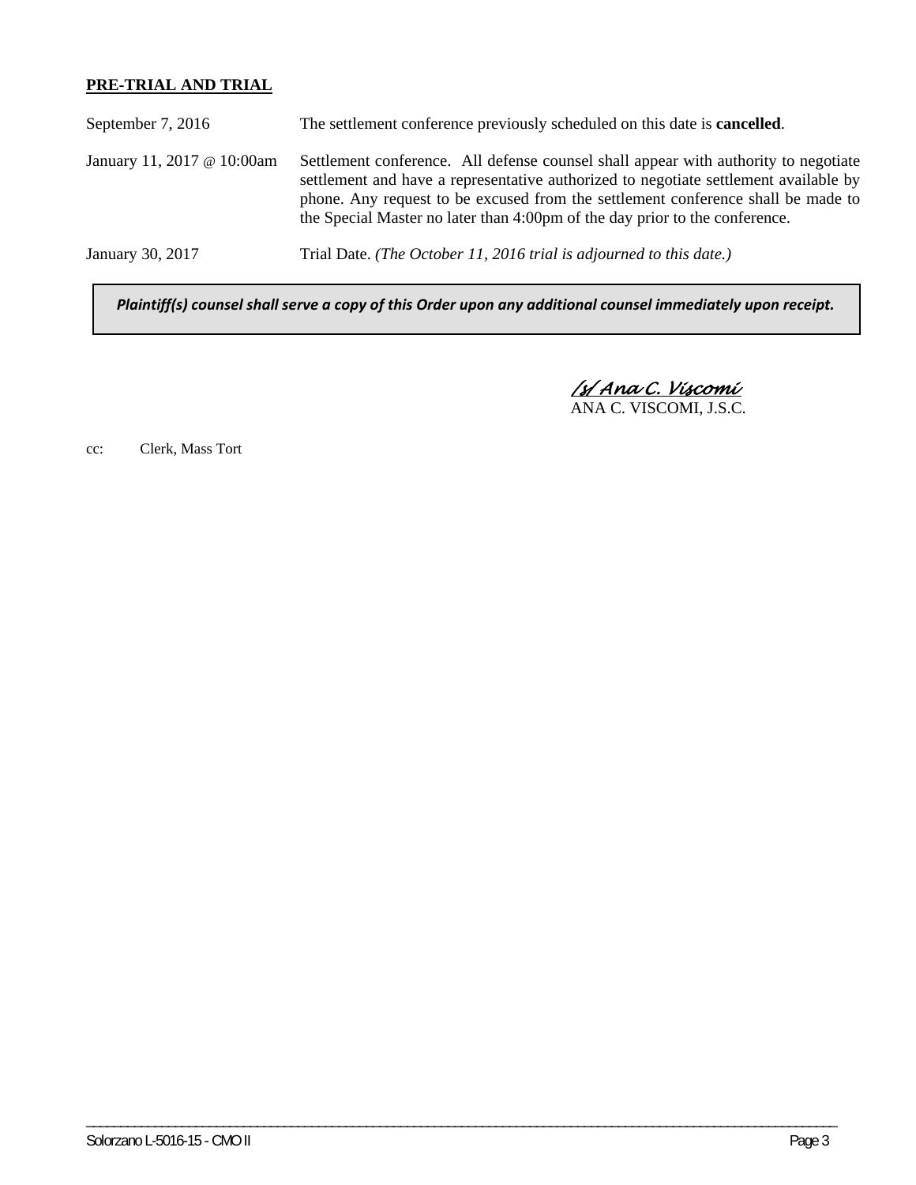**PRE-TRIAL AND TRIAL**

| | |
|---|---|
| September 7, 2016 | The settlement conference previously scheduled on this date is **cancelled**. |
| January 11, 2017 @ 10:00am | Settlement conference. All defense counsel shall appear with authority to negotiate settlement and have a representative authorized to negotiate settlement available by phone. Any request to be excused from the settlement conference shall be made to the Special Master no later than 4:00pm of the day prior to the conference. |
| January 30, 2017 | Trial Date. *(The October 11, 2016 trial is adjourned to this date.)* |

***Plaintiff(s) counsel shall serve a copy of this Order upon any additional counsel immediately upon receipt.***

*/s/ Ana C. Viscomi*
ANA C. VISCOMI, J.S.C.

cc: Clerk, Mass Tort